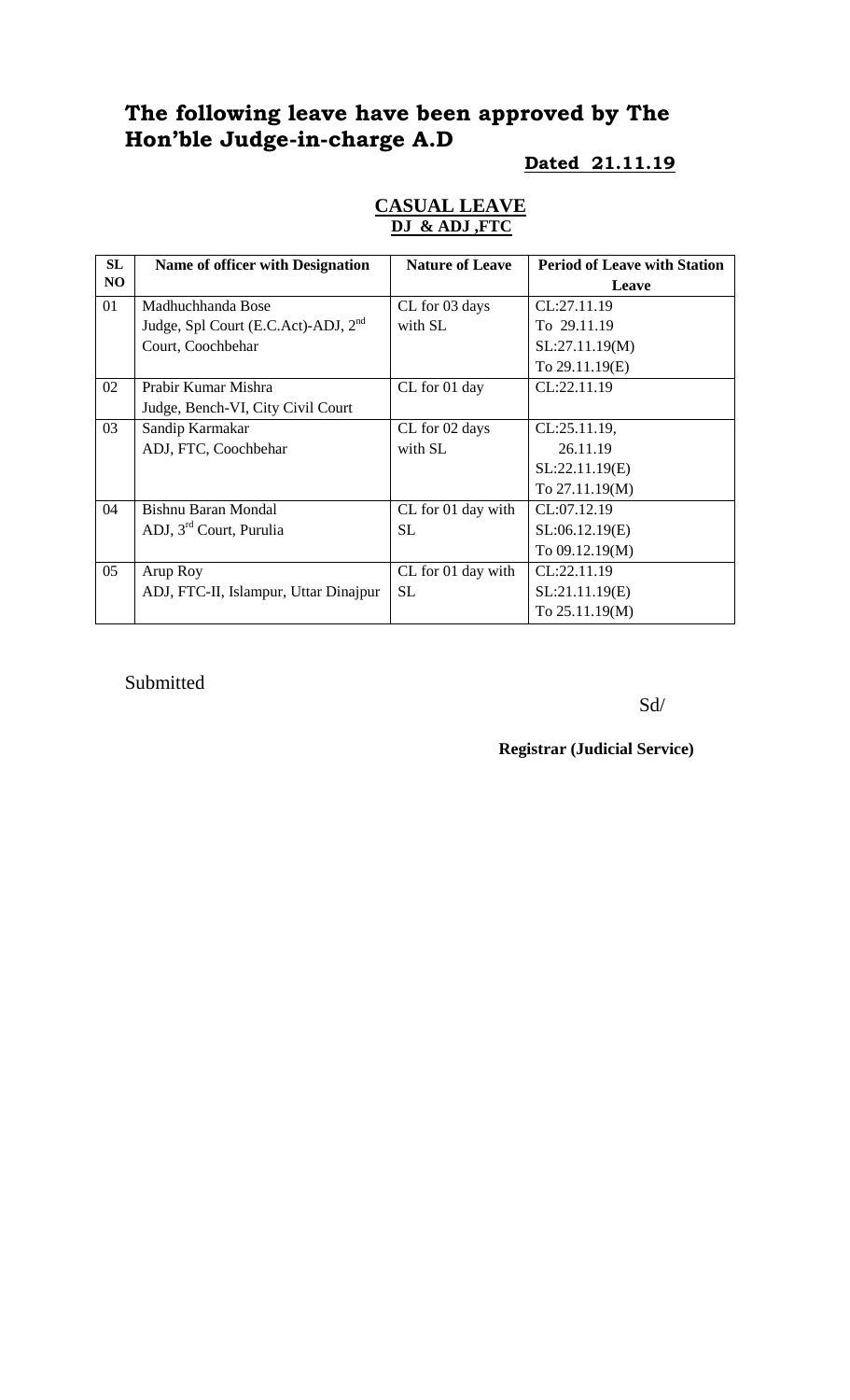# The following leave have been approved by The Hon'ble Judge-in-charge A.D

**Dated 21.11.19**

## CASUAL LEAVE
### DJ & ADJ ,FTC

| SL NO | Name of officer with Designation | Nature of Leave | Period of Leave with Station Leave |
|---|---|---|---|
| 01 | Madhuchhanda Bose<br>Judge, Spl Court (E.C.Act)-ADJ, 2nd Court, Coochbehar | CL for 03 days with SL | CL:27.11.19<br>To 29.11.19<br>SL:27.11.19(M)<br>To 29.11.19(E) |
| 02 | Prabir Kumar Mishra<br>Judge, Bench-VI, City Civil Court | CL for 01 day | CL:22.11.19 |
| 03 | Sandip Karmakar<br>ADJ, FTC, Coochbehar | CL for 02 days with SL | CL:25.11.19,<br>26.11.19<br>SL:22.11.19(E)<br>To 27.11.19(M) |
| 04 | Bishnu Baran Mondal<br>ADJ, 3rd Court, Purulia | CL for 01 day with SL | CL:07.12.19<br>SL:06.12.19(E)<br>To 09.12.19(M) |
| 05 | Arup Roy<br>ADJ, FTC-II, Islampur, Uttar Dinajpur | CL for 01 day with SL | CL:22.11.19<br>SL:21.11.19(E)<br>To 25.11.19(M) |

Submitted

Sd/

**Registrar (Judicial Service)**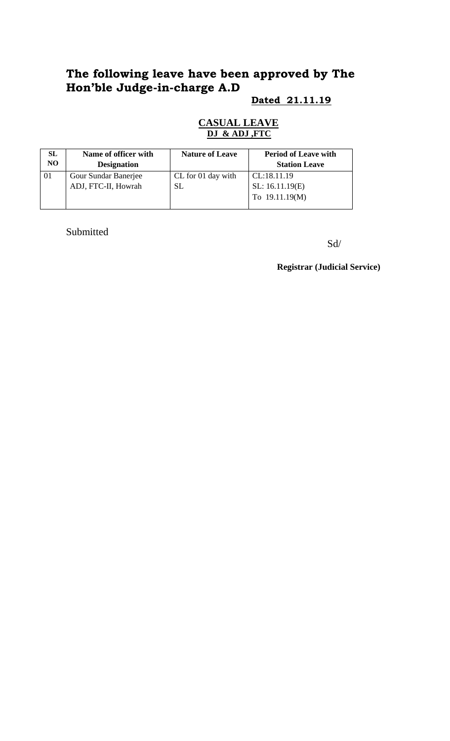# The following leave have been approved by The Hon'ble Judge-in-charge A.D

**Dated 21.11.19**

## CASUAL LEAVE

**DJ & ADJ ,FTC**

| SL NO | Name of officer with Designation | Nature of Leave | Period of Leave with Station Leave |
|---|---|---|---|
| 01 | Gour Sundar Banerjee ADJ, FTC-II, Howrah | CL for 01 day with SL | CL:18.11.19 SL: 16.11.19(E) To 19.11.19(M) |

Submitted

Sd/

**Registrar (Judicial Service)**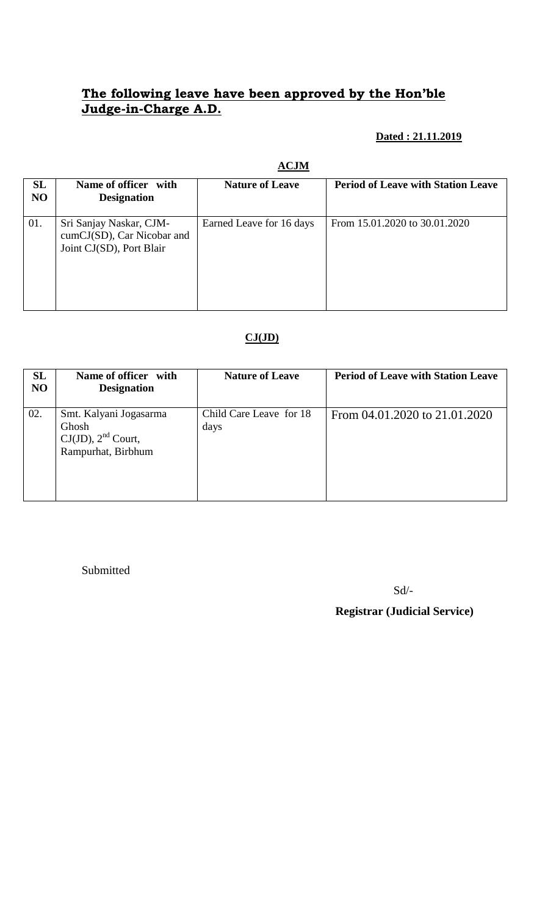## **The following leave have been approved by the Hon'ble Judge-in-Charge A.D.**

**Dated : 21.11.2019**

**ACJM**

| SL NO | Name of officer with Designation | Nature of Leave | Period of Leave with Station Leave |
|---|---|---|---|
| 01. | Sri Sanjay Naskar, CJM-cumCJ(SD), Car Nicobar and Joint CJ(SD), Port Blair | Earned Leave for 16 days | From 15.01.2020 to 30.01.2020 |

**CJ(JD)**

| SL NO | Name of officer with Designation | Nature of Leave | Period of Leave with Station Leave |
|---|---|---|---|
| 02. | Smt. Kalyani Jogasarma Ghosh CJ(JD), 2nd Court, Rampurhat, Birbhum | Child Care Leave for 18 days | From 04.01.2020 to 21.01.2020 |

Submitted

Sd/-

**Registrar (Judicial Service)**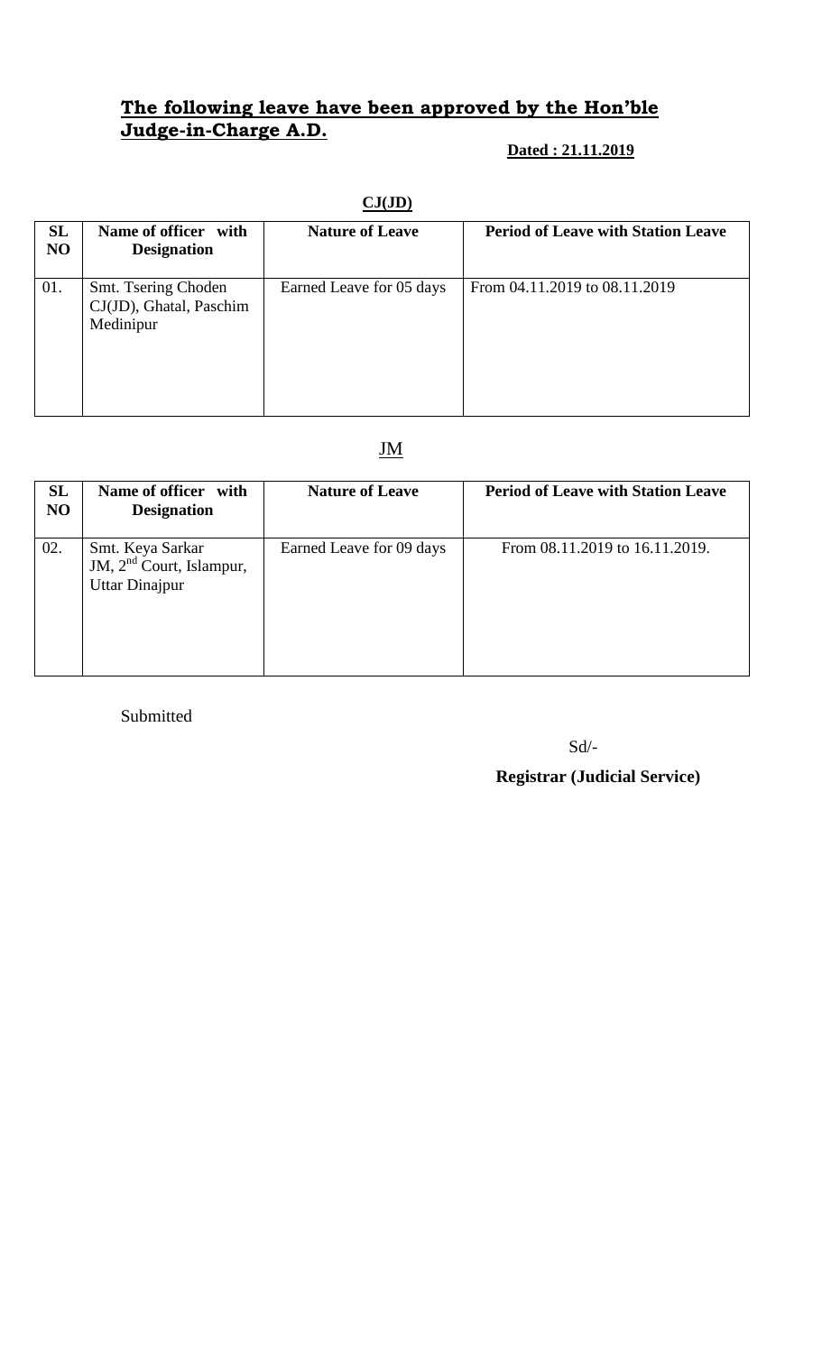## **The following leave have been approved by the Hon'ble Judge-in-Charge A.D.**

**Dated : 21.11.2019**

**CJ(JD)**

| SL NO | Name of officer with Designation | Nature of Leave | Period of Leave with Station Leave |
|---|---|---|---|
| 01. | Smt. Tsering Choden CJ(JD), Ghatal, Paschim Medinipur | Earned Leave for 05 days | From 04.11.2019 to 08.11.2019 |

JM

| SL NO | Name of officer with Designation | Nature of Leave | Period of Leave with Station Leave |
|---|---|---|---|
| 02. | Smt. Keya Sarkar JM, 2nd Court, Islampur, Uttar Dinajpur | Earned Leave for 09 days | From 08.11.2019 to 16.11.2019. |

Submitted

Sd/-

**Registrar (Judicial Service)**